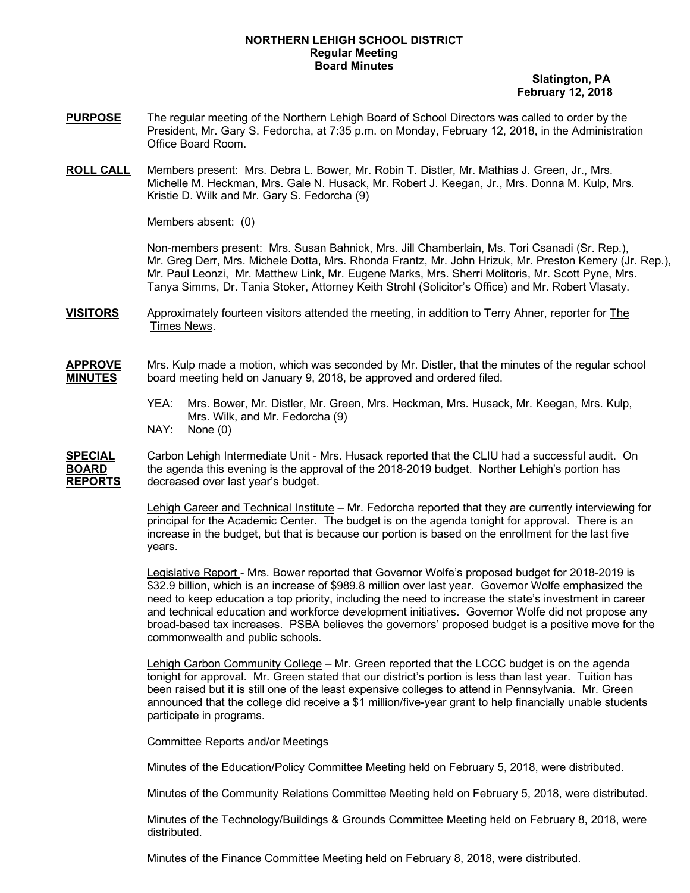**NORTHERN LEHIGH SCHOOL DISTRICT**
**Regular Meeting**
**Board Minutes**

**Slatington, PA**
**February 12, 2018**

**PURPOSE** The regular meeting of the Northern Lehigh Board of School Directors was called to order by the President, Mr. Gary S. Fedorcha, at 7:35 p.m. on Monday, February 12, 2018, in the Administration Office Board Room.

**ROLL CALL** Members present: Mrs. Debra L. Bower, Mr. Robin T. Distler, Mr. Mathias J. Green, Jr., Mrs. Michelle M. Heckman, Mrs. Gale N. Husack, Mr. Robert J. Keegan, Jr., Mrs. Donna M. Kulp, Mrs. Kristie D. Wilk and Mr. Gary S. Fedorcha (9)

Members absent: (0)

Non-members present: Mrs. Susan Bahnick, Mrs. Jill Chamberlain, Ms. Tori Csanadi (Sr. Rep.), Mr. Greg Derr, Mrs. Michele Dotta, Mrs. Rhonda Frantz, Mr. John Hrizuk, Mr. Preston Kemery (Jr. Rep.), Mr. Paul Leonzi, Mr. Matthew Link, Mr. Eugene Marks, Mrs. Sherri Molitoris, Mr. Scott Pyne, Mrs. Tanya Simms, Dr. Tania Stoker, Attorney Keith Strohl (Solicitor's Office) and Mr. Robert Vlasaty.

**VISITORS** Approximately fourteen visitors attended the meeting, in addition to Terry Ahner, reporter for The Times News.

**APPROVE MINUTES** Mrs. Kulp made a motion, which was seconded by Mr. Distler, that the minutes of the regular school board meeting held on January 9, 2018, be approved and ordered filed.

YEA: Mrs. Bower, Mr. Distler, Mr. Green, Mrs. Heckman, Mrs. Husack, Mr. Keegan, Mrs. Kulp, Mrs. Wilk, and Mr. Fedorcha (9)
NAY: None (0)

**SPECIAL BOARD REPORTS** Carbon Lehigh Intermediate Unit - Mrs. Husack reported that the CLIU had a successful audit. On the agenda this evening is the approval of the 2018-2019 budget. Norther Lehigh's portion has decreased over last year's budget.

Lehigh Career and Technical Institute – Mr. Fedorcha reported that they are currently interviewing for principal for the Academic Center. The budget is on the agenda tonight for approval. There is an increase in the budget, but that is because our portion is based on the enrollment for the last five years.

Legislative Report - Mrs. Bower reported that Governor Wolfe's proposed budget for 2018-2019 is $32.9 billion, which is an increase of $989.8 million over last year. Governor Wolfe emphasized the need to keep education a top priority, including the need to increase the state's investment in career and technical education and workforce development initiatives. Governor Wolfe did not propose any broad-based tax increases. PSBA believes the governors' proposed budget is a positive move for the commonwealth and public schools.

Lehigh Carbon Community College – Mr. Green reported that the LCCC budget is on the agenda tonight for approval. Mr. Green stated that our district's portion is less than last year. Tuition has been raised but it is still one of the least expensive colleges to attend in Pennsylvania. Mr. Green announced that the college did receive a $1 million/five-year grant to help financially unable students participate in programs.

Committee Reports and/or Meetings

Minutes of the Education/Policy Committee Meeting held on February 5, 2018, were distributed.

Minutes of the Community Relations Committee Meeting held on February 5, 2018, were distributed.

Minutes of the Technology/Buildings & Grounds Committee Meeting held on February 8, 2018, were distributed.

Minutes of the Finance Committee Meeting held on February 8, 2018, were distributed.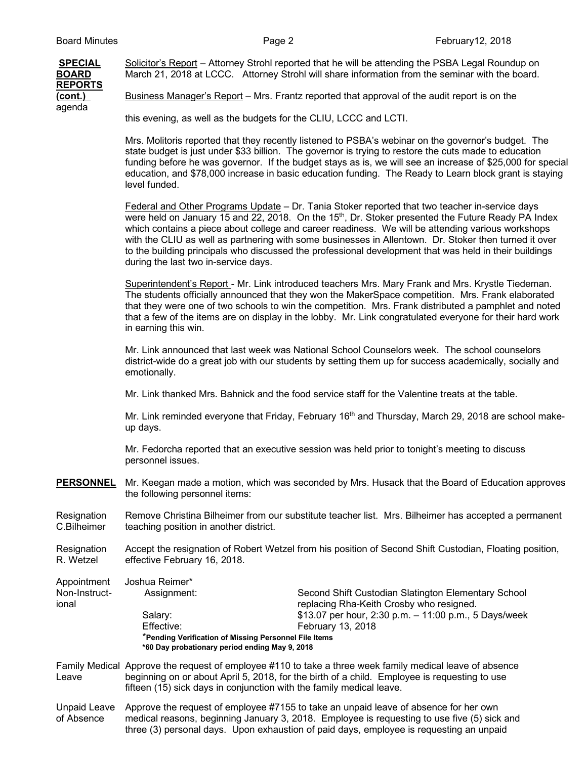**SPECIAL BOARD REPORTS (cont.)**

Solicitor's Report – Attorney Strohl reported that he will be attending the PSBA Legal Roundup on March 21, 2018 at LCCC. Attorney Strohl will share information from the seminar with the board.

Business Manager's Report – Mrs. Frantz reported that approval of the audit report is on the agenda this evening, as well as the budgets for the CLIU, LCCC and LCTI.

Mrs. Molitoris reported that they recently listened to PSBA's webinar on the governor's budget. The state budget is just under $33 billion. The governor is trying to restore the cuts made to education funding before he was governor. If the budget stays as is, we will see an increase of $25,000 for special education, and $78,000 increase in basic education funding. The Ready to Learn block grant is staying level funded.

Federal and Other Programs Update – Dr. Tania Stoker reported that two teacher in-service days were held on January 15 and 22, 2018. On the 15th, Dr. Stoker presented the Future Ready PA Index which contains a piece about college and career readiness. We will be attending various workshops with the CLIU as well as partnering with some businesses in Allentown. Dr. Stoker then turned it over to the building principals who discussed the professional development that was held in their buildings during the last two in-service days.

Superintendent's Report - Mr. Link introduced teachers Mrs. Mary Frank and Mrs. Krystle Tiedeman. The students officially announced that they won the MakerSpace competition. Mrs. Frank elaborated that they were one of two schools to win the competition. Mrs. Frank distributed a pamphlet and noted that a few of the items are on display in the lobby. Mr. Link congratulated everyone for their hard work in earning this win.

Mr. Link announced that last week was National School Counselors week. The school counselors district-wide do a great job with our students by setting them up for success academically, socially and emotionally.

Mr. Link thanked Mrs. Bahnick and the food service staff for the Valentine treats at the table.

Mr. Link reminded everyone that Friday, February 16th and Thursday, March 29, 2018 are school make-up days.

Mr. Fedorcha reported that an executive session was held prior to tonight's meeting to discuss personnel issues.

**PERSONNEL**

Mr. Keegan made a motion, which was seconded by Mrs. Husack that the Board of Education approves the following personnel items:

Resignation C.Bilheimer

Remove Christina Bilheimer from our substitute teacher list. Mrs. Bilheimer has accepted a permanent teaching position in another district.

Resignation R. Wetzel

Accept the resignation of Robert Wetzel from his position of Second Shift Custodian, Floating position, effective February 16, 2018.

Appointment Non-Instructional

Joshua Reimer*

| | |
|---|---|
| Assignment: | Second Shift Custodian Slatington Elementary School replacing Rha-Keith Crosby who resigned. |
| Salary: | $13.07 per hour, 2:30 p.m. – 11:00 p.m., 5 Days/week |
| Effective: | February 13, 2018 |

***Pending Verification of Missing Personnel File Items**
***60 Day probationary period ending May 9, 2018**

Family Medical Leave

Approve the request of employee #110 to take a three week family medical leave of absence beginning on or about April 5, 2018, for the birth of a child. Employee is requesting to use fifteen (15) sick days in conjunction with the family medical leave.

Unpaid Leave of Absence

Approve the request of employee #7155 to take an unpaid leave of absence for her own medical reasons, beginning January 3, 2018. Employee is requesting to use five (5) sick and three (3) personal days. Upon exhaustion of paid days, employee is requesting an unpaid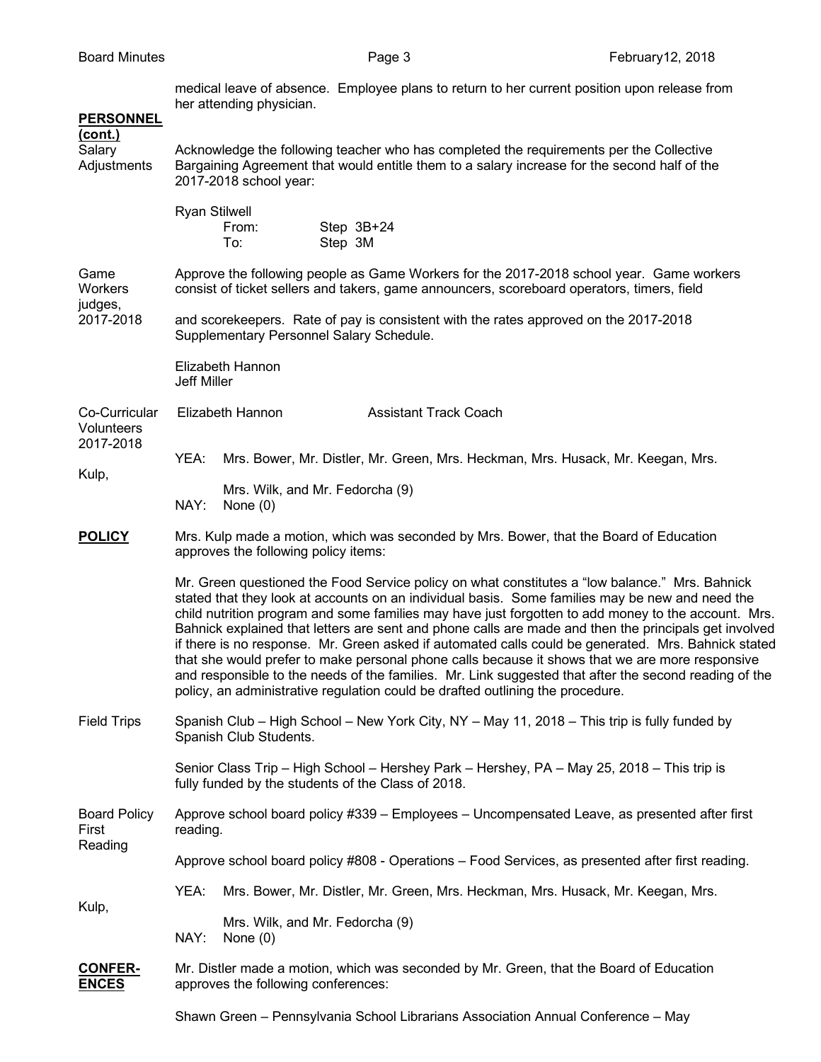medical leave of absence. Employee plans to return to her current position upon release from her attending physician.

**PERSONNEL (cont.)**

Salary Adjustments

Acknowledge the following teacher who has completed the requirements per the Collective Bargaining Agreement that would entitle them to a salary increase for the second half of the 2017-2018 school year:

Ryan Stilwell
From: Step 3B+24
To: Step 3M

Game Workers 2017-2018

Approve the following people as Game Workers for the 2017-2018 school year. Game workers consist of ticket sellers and takers, game announcers, scoreboard operators, timers, field judges, and scorekeepers. Rate of pay is consistent with the rates approved on the 2017-2018 Supplementary Personnel Salary Schedule.

Elizabeth Hannon
Jeff Miller

Co-Curricular Volunteers 2017-2018

Elizabeth Hannon Assistant Track Coach

YEA: Mrs. Bower, Mr. Distler, Mr. Green, Mrs. Heckman, Mrs. Husack, Mr. Keegan, Mrs. Kulp, Mrs. Wilk, and Mr. Fedorcha (9)
NAY: None (0)

**POLICY**

Mrs. Kulp made a motion, which was seconded by Mrs. Bower, that the Board of Education approves the following policy items:

Mr. Green questioned the Food Service policy on what constitutes a "low balance." Mrs. Bahnick stated that they look at accounts on an individual basis. Some families may be new and need the child nutrition program and some families may have just forgotten to add money to the account. Mrs. Bahnick explained that letters are sent and phone calls are made and then the principals get involved if there is no response. Mr. Green asked if automated calls could be generated. Mrs. Bahnick stated that she would prefer to make personal phone calls because it shows that we are more responsive and responsible to the needs of the families. Mr. Link suggested that after the second reading of the policy, an administrative regulation could be drafted outlining the procedure.

Field Trips

Spanish Club – High School – New York City, NY – May 11, 2018 – This trip is fully funded by Spanish Club Students.

Senior Class Trip – High School – Hershey Park – Hershey, PA – May 25, 2018 – This trip is fully funded by the students of the Class of 2018.

Board Policy First Reading

Approve school board policy #339 – Employees – Uncompensated Leave, as presented after first reading.

Approve school board policy #808 - Operations – Food Services, as presented after first reading.

YEA: Mrs. Bower, Mr. Distler, Mr. Green, Mrs. Heckman, Mrs. Husack, Mr. Keegan, Mrs. Kulp, Mrs. Wilk, and Mr. Fedorcha (9)
NAY: None (0)

**CONFERENCES**

Mr. Distler made a motion, which was seconded by Mr. Green, that the Board of Education approves the following conferences:

Shawn Green – Pennsylvania School Librarians Association Annual Conference – May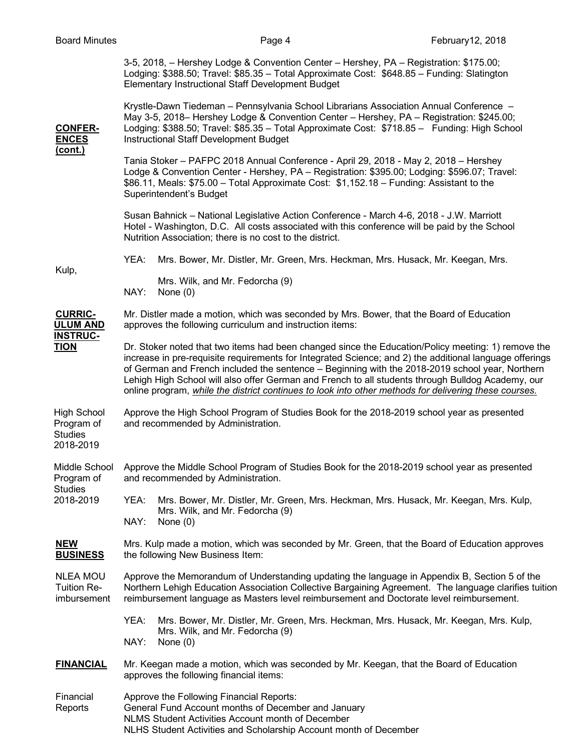3-5, 2018, – Hershey Lodge & Convention Center – Hershey, PA – Registration: $175.00; Lodging: $388.50; Travel: $85.35 – Total Approximate Cost: $648.85 – Funding: Slatington Elementary Instructional Staff Development Budget

**CONFER-ENCES (cont.)**

Krystle-Dawn Tiedeman – Pennsylvania School Librarians Association Annual Conference – May 3-5, 2018– Hershey Lodge & Convention Center – Hershey, PA – Registration: $245.00; Lodging: $388.50; Travel: $85.35 – Total Approximate Cost: $718.85 – Funding: High School Instructional Staff Development Budget

Tania Stoker – PAFPC 2018 Annual Conference - April 29, 2018 - May 2, 2018 – Hershey Lodge & Convention Center - Hershey, PA – Registration: $395.00; Lodging: $596.07; Travel: $86.11, Meals: $75.00 – Total Approximate Cost: $1,152.18 – Funding: Assistant to the Superintendent's Budget

Susan Bahnick – National Legislative Action Conference - March 4-6, 2018 - J.W. Marriott Hotel - Washington, D.C. All costs associated with this conference will be paid by the School Nutrition Association; there is no cost to the district.

YEA: Mrs. Bower, Mr. Distler, Mr. Green, Mrs. Heckman, Mrs. Husack, Mr. Keegan, Mrs. Kulp, Mrs. Wilk, and Mr. Fedorcha (9)
NAY: None (0)

**CURRIC-ULUM AND INSTRUC-TION**

Mr. Distler made a motion, which was seconded by Mrs. Bower, that the Board of Education approves the following curriculum and instruction items:

Dr. Stoker noted that two items had been changed since the Education/Policy meeting: 1) remove the increase in pre-requisite requirements for Integrated Science; and 2) the additional language offerings of German and French included the sentence – Beginning with the 2018-2019 school year, Northern Lehigh High School will also offer German and French to all students through Bulldog Academy, our online program, *while the district continues to look into other methods for delivering these courses.*

High School Program of Studies 2018-2019

Approve the High School Program of Studies Book for the 2018-2019 school year as presented and recommended by Administration.

Middle School Program of Studies 2018-2019

Approve the Middle School Program of Studies Book for the 2018-2019 school year as presented and recommended by Administration.

YEA: Mrs. Bower, Mr. Distler, Mr. Green, Mrs. Heckman, Mrs. Husack, Mr. Keegan, Mrs. Kulp, Mrs. Wilk, and Mr. Fedorcha (9)
NAY: None (0)

**NEW BUSINESS**

Mrs. Kulp made a motion, which was seconded by Mr. Green, that the Board of Education approves the following New Business Item:

NLEA MOU Tuition Re-imbursement

Approve the Memorandum of Understanding updating the language in Appendix B, Section 5 of the Northern Lehigh Education Association Collective Bargaining Agreement. The language clarifies tuition reimbursement language as Masters level reimbursement and Doctorate level reimbursement.

YEA: Mrs. Bower, Mr. Distler, Mr. Green, Mrs. Heckman, Mrs. Husack, Mr. Keegan, Mrs. Kulp, Mrs. Wilk, and Mr. Fedorcha (9)
NAY: None (0)

**FINANCIAL**

Mr. Keegan made a motion, which was seconded by Mr. Keegan, that the Board of Education approves the following financial items:

Financial Reports

Approve the Following Financial Reports:
General Fund Account months of December and January
NLMS Student Activities Account month of December
NLHS Student Activities and Scholarship Account month of December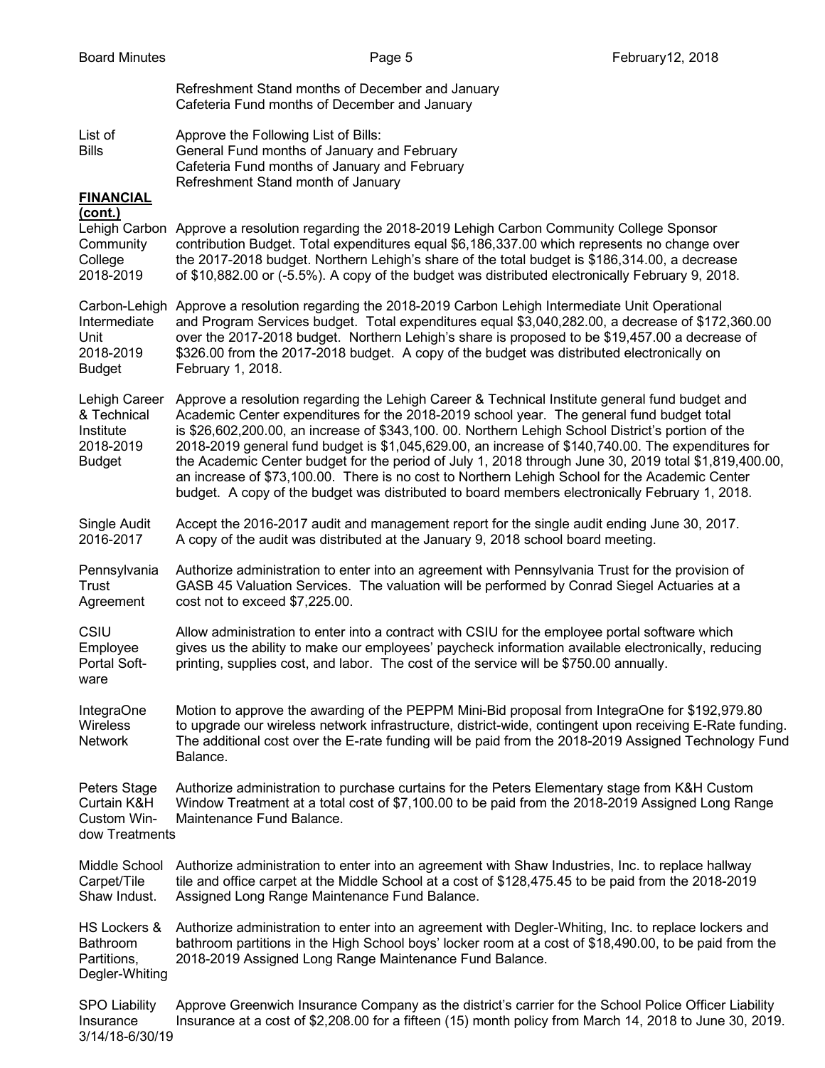Refreshment Stand months of December and January
Cafeteria Fund months of December and January

| | |
|---|---|
| List of Bills | Approve the Following List of Bills: General Fund months of January and February Cafeteria Fund months of January and February Refreshment Stand month of January |

**FINANCIAL (cont.)**

| | |
|---|---|
| Lehigh Carbon Community College 2018-2019 | Approve a resolution regarding the 2018-2019 Lehigh Carbon Community College Sponsor contribution Budget. Total expenditures equal $6,186,337.00 which represents no change over the 2017-2018 budget. Northern Lehigh's share of the total budget is $186,314.00, a decrease of $10,882.00 or (-5.5%). A copy of the budget was distributed electronically February 9, 2018. |
| Carbon-Lehigh Intermediate Unit 2018-2019 Budget | Approve a resolution regarding the 2018-2019 Carbon Lehigh Intermediate Unit Operational and Program Services budget. Total expenditures equal $3,040,282.00, a decrease of $172,360.00 over the 2017-2018 budget. Northern Lehigh's share is proposed to be $19,457.00 a decrease of $326.00 from the 2017-2018 budget. A copy of the budget was distributed electronically on February 1, 2018. |
| Lehigh Career & Technical Institute 2018-2019 Budget | Approve a resolution regarding the Lehigh Career & Technical Institute general fund budget and Academic Center expenditures for the 2018-2019 school year. The general fund budget total is $26,602,200.00, an increase of $343,100. 00. Northern Lehigh School District's portion of the 2018-2019 general fund budget is $1,045,629.00, an increase of $140,740.00. The expenditures for the Academic Center budget for the period of July 1, 2018 through June 30, 2019 total $1,819,400.00, an increase of $73,100.00. There is no cost to Northern Lehigh School for the Academic Center budget. A copy of the budget was distributed to board members electronically February 1, 2018. |
| Single Audit 2016-2017 | Accept the 2016-2017 audit and management report for the single audit ending June 30, 2017. A copy of the audit was distributed at the January 9, 2018 school board meeting. |
| Pennsylvania Trust Agreement | Authorize administration to enter into an agreement with Pennsylvania Trust for the provision of GASB 45 Valuation Services. The valuation will be performed by Conrad Siegel Actuaries at a cost not to exceed $7,225.00. |
| CSIU Employee Portal Software | Allow administration to enter into a contract with CSIU for the employee portal software which gives us the ability to make our employees' paycheck information available electronically, reducing printing, supplies cost, and labor. The cost of the service will be $750.00 annually. |
| IntegraOne Wireless Network | Motion to approve the awarding of the PEPPM Mini-Bid proposal from IntegraOne for $192,979.80 to upgrade our wireless network infrastructure, district-wide, contingent upon receiving E-Rate funding. The additional cost over the E-rate funding will be paid from the 2018-2019 Assigned Technology Fund Balance. |
| Peters Stage Curtain K&H Custom Window Treatments | Authorize administration to purchase curtains for the Peters Elementary stage from K&H Custom Window Treatment at a total cost of $7,100.00 to be paid from the 2018-2019 Assigned Long Range Maintenance Fund Balance. |
| Middle School Carpet/Tile Shaw Indust. | Authorize administration to enter into an agreement with Shaw Industries, Inc. to replace hallway tile and office carpet at the Middle School at a cost of $128,475.45 to be paid from the 2018-2019 Assigned Long Range Maintenance Fund Balance. |
| HS Lockers & Bathroom Partitions, Degler-Whiting | Authorize administration to enter into an agreement with Degler-Whiting, Inc. to replace lockers and bathroom partitions in the High School boys' locker room at a cost of $18,490.00, to be paid from the 2018-2019 Assigned Long Range Maintenance Fund Balance. |
| SPO Liability Insurance 3/14/18-6/30/19 | Approve Greenwich Insurance Company as the district's carrier for the School Police Officer Liability Insurance at a cost of $2,208.00 for a fifteen (15) month policy from March 14, 2018 to June 30, 2019. |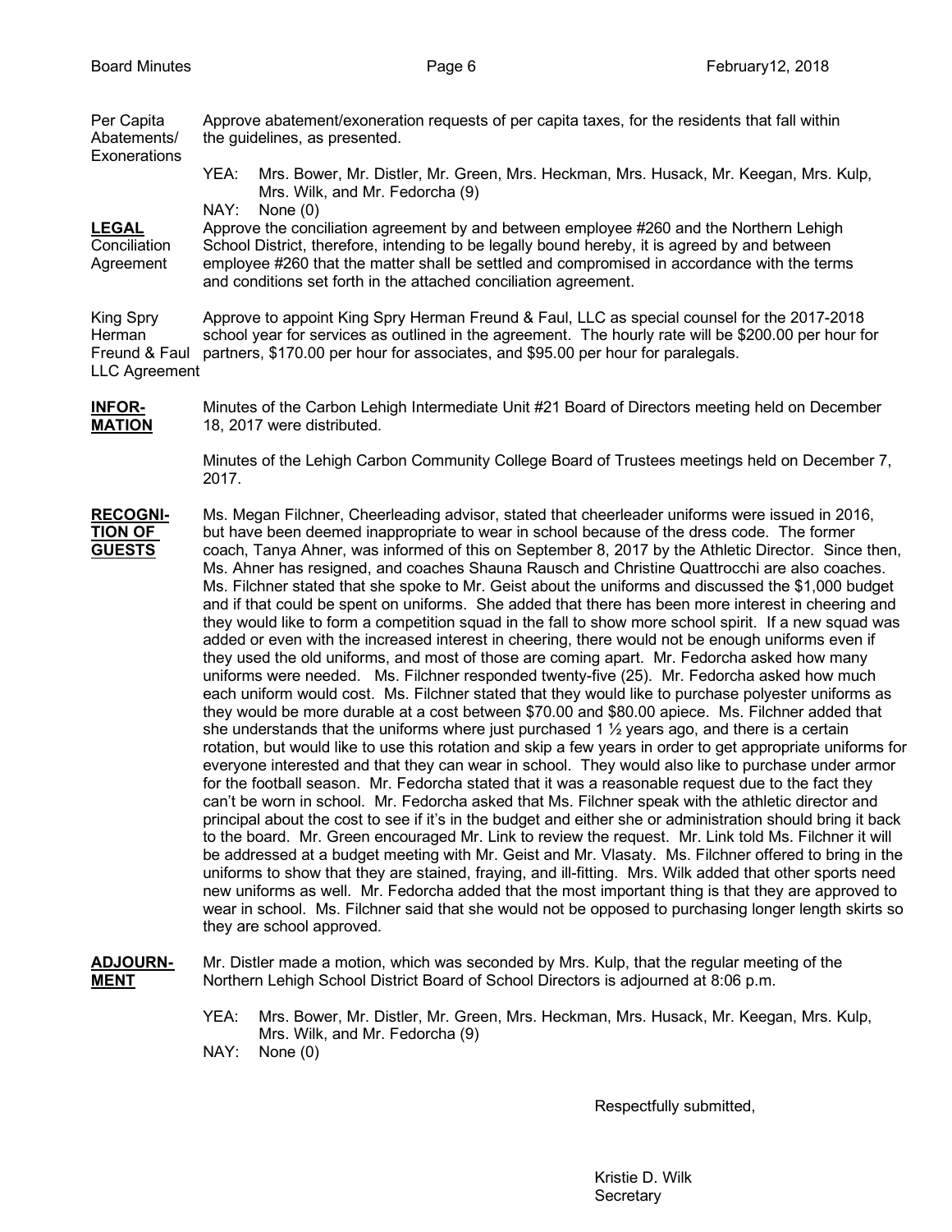**Per Capita Abatements/ Exonerations**

Approve abatement/exoneration requests of per capita taxes, for the residents that fall within the guidelines, as presented.

YEA: Mrs. Bower, Mr. Distler, Mr. Green, Mrs. Heckman, Mrs. Husack, Mr. Keegan, Mrs. Kulp, Mrs. Wilk, and Mr. Fedorcha (9)

NAY: None (0)

**LEGAL**

**Conciliation Agreement**

Approve the conciliation agreement by and between employee #260 and the Northern Lehigh School District, therefore, intending to be legally bound hereby, it is agreed by and between employee #260 that the matter shall be settled and compromised in accordance with the terms and conditions set forth in the attached conciliation agreement.

**King Spry Herman Freund & Faul LLC Agreement**

Approve to appoint King Spry Herman Freund & Faul, LLC as special counsel for the 2017-2018 school year for services as outlined in the agreement. The hourly rate will be $200.00 per hour for partners, $170.00 per hour for associates, and $95.00 per hour for paralegals.

**INFORMATION**

Minutes of the Carbon Lehigh Intermediate Unit #21 Board of Directors meeting held on December 18, 2017 were distributed.

Minutes of the Lehigh Carbon Community College Board of Trustees meetings held on December 7, 2017.

**RECOGNITION OF GUESTS**

Ms. Megan Filchner, Cheerleading advisor, stated that cheerleader uniforms were issued in 2016, but have been deemed inappropriate to wear in school because of the dress code. The former coach, Tanya Ahner, was informed of this on September 8, 2017 by the Athletic Director. Since then, Ms. Ahner has resigned, and coaches Shauna Rausch and Christine Quattrocchi are also coaches. Ms. Filchner stated that she spoke to Mr. Geist about the uniforms and discussed the $1,000 budget and if that could be spent on uniforms. She added that there has been more interest in cheering and they would like to form a competition squad in the fall to show more school spirit. If a new squad was added or even with the increased interest in cheering, there would not be enough uniforms even if they used the old uniforms, and most of those are coming apart. Mr. Fedorcha asked how many uniforms were needed. Ms. Filchner responded twenty-five (25). Mr. Fedorcha asked how much each uniform would cost. Ms. Filchner stated that they would like to purchase polyester uniforms as they would be more durable at a cost between $70.00 and $80.00 apiece. Ms. Filchner added that she understands that the uniforms where just purchased 1 ½ years ago, and there is a certain rotation, but would like to use this rotation and skip a few years in order to get appropriate uniforms for everyone interested and that they can wear in school. They would also like to purchase under armor for the football season. Mr. Fedorcha stated that it was a reasonable request due to the fact they can't be worn in school. Mr. Fedorcha asked that Ms. Filchner speak with the athletic director and principal about the cost to see if it's in the budget and either she or administration should bring it back to the board. Mr. Green encouraged Mr. Link to review the request. Mr. Link told Ms. Filchner it will be addressed at a budget meeting with Mr. Geist and Mr. Vlasaty. Ms. Filchner offered to bring in the uniforms to show that they are stained, fraying, and ill-fitting. Mrs. Wilk added that other sports need new uniforms as well. Mr. Fedorcha added that the most important thing is that they are approved to wear in school. Ms. Filchner said that she would not be opposed to purchasing longer length skirts so they are school approved.

**ADJOURNMENT**

Mr. Distler made a motion, which was seconded by Mrs. Kulp, that the regular meeting of the Northern Lehigh School District Board of School Directors is adjourned at 8:06 p.m.

YEA: Mrs. Bower, Mr. Distler, Mr. Green, Mrs. Heckman, Mrs. Husack, Mr. Keegan, Mrs. Kulp, Mrs. Wilk, and Mr. Fedorcha (9)

NAY: None (0)

Respectfully submitted,

Kristie D. Wilk
Secretary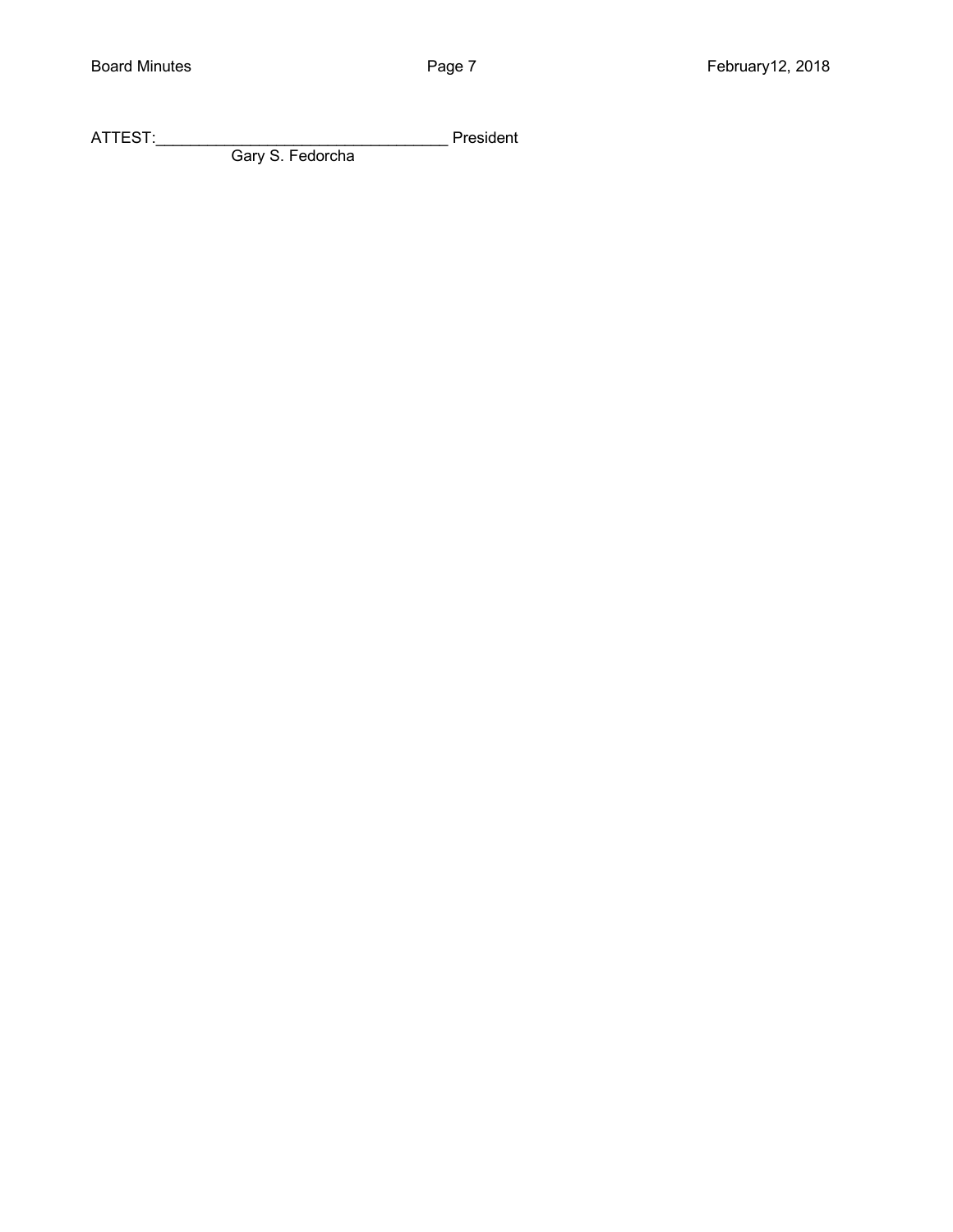ATTEST:__________________________________ President
Gary S. Fedorcha